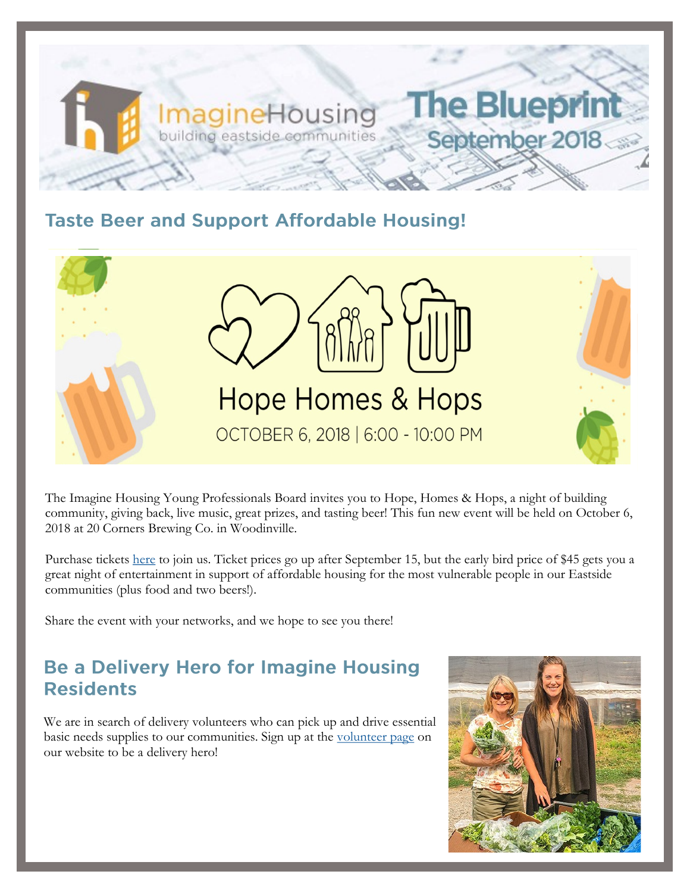ImagineHousing
building eastside communities

# The Blueprint
September 2018

## Taste Beer and Support Affordable Housing!

Hope Homes & Hops
OCTOBER 6, 2018 | 6:00 - 10:00 PM

The Imagine Housing Young Professionals Board invites you to Hope, Homes & Hops, a night of building community, giving back, live music, great prizes, and tasting beer! This fun new event will be held on October 6, 2018 at 20 Corners Brewing Co. in Woodinville.

Purchase tickets here to join us. Ticket prices go up after September 15, but the early bird price of $45 gets you a great night of entertainment in support of affordable housing for the most vulnerable people in our Eastside communities (plus food and two beers!).

Share the event with your networks, and we hope to see you there!

## Be a Delivery Hero for Imagine Housing Residents

We are in search of delivery volunteers who can pick up and drive essential basic needs supplies to our communities. Sign up at the volunteer page on our website to be a delivery hero!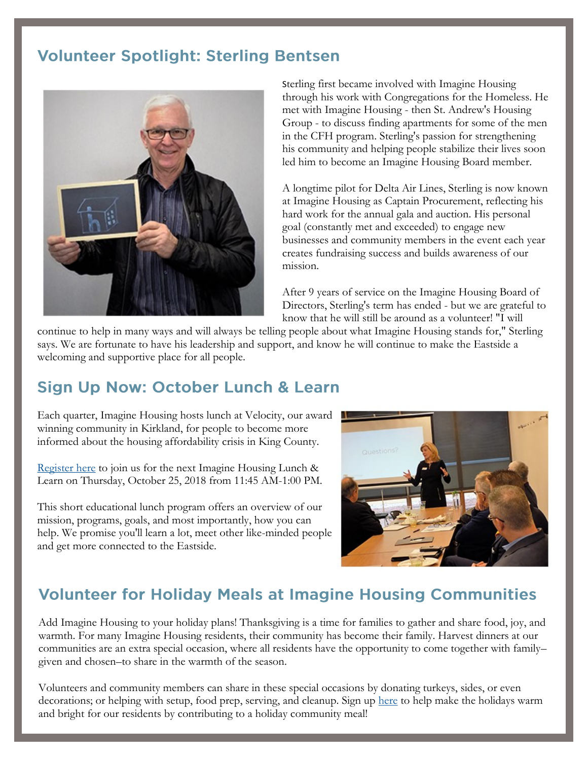## Volunteer Spotlight: Sterling Bentsen

Sterling first became involved with Imagine Housing through his work with Congregations for the Homeless. He met with Imagine Housing - then St. Andrew's Housing Group - to discuss finding apartments for some of the men in the CFH program. Sterling's passion for strengthening his community and helping people stabilize their lives soon led him to become an Imagine Housing Board member.

A longtime pilot for Delta Air Lines, Sterling is now known at Imagine Housing as Captain Procurement, reflecting his hard work for the annual gala and auction. His personal goal (constantly met and exceeded) to engage new businesses and community members in the event each year creates fundraising success and builds awareness of our mission.

After 9 years of service on the Imagine Housing Board of Directors, Sterling's term has ended - but we are grateful to know that he will still be around as a volunteer! "I will continue to help in many ways and will always be telling people about what Imagine Housing stands for," Sterling says. We are fortunate to have his leadership and support, and know he will continue to make the Eastside a welcoming and supportive place for all people.

## Sign Up Now: October Lunch & Learn

Each quarter, Imagine Housing hosts lunch at Velocity, our award winning community in Kirkland, for people to become more informed about the housing affordability crisis in King County.

Register here to join us for the next Imagine Housing Lunch & Learn on Thursday, October 25, 2018 from 11:45 AM-1:00 PM.

This short educational lunch program offers an overview of our mission, programs, goals, and most importantly, how you can help. We promise you'll learn a lot, meet other like-minded people and get more connected to the Eastside.

## Volunteer for Holiday Meals at Imagine Housing Communities

Add Imagine Housing to your holiday plans! Thanksgiving is a time for families to gather and share food, joy, and warmth. For many Imagine Housing residents, their community has become their family. Harvest dinners at our communities are an extra special occasion, where all residents have the opportunity to come together with family–given and chosen–to share in the warmth of the season.

Volunteers and community members can share in these special occasions by donating turkeys, sides, or even decorations; or helping with setup, food prep, serving, and cleanup. Sign up here to help make the holidays warm and bright for our residents by contributing to a holiday community meal!